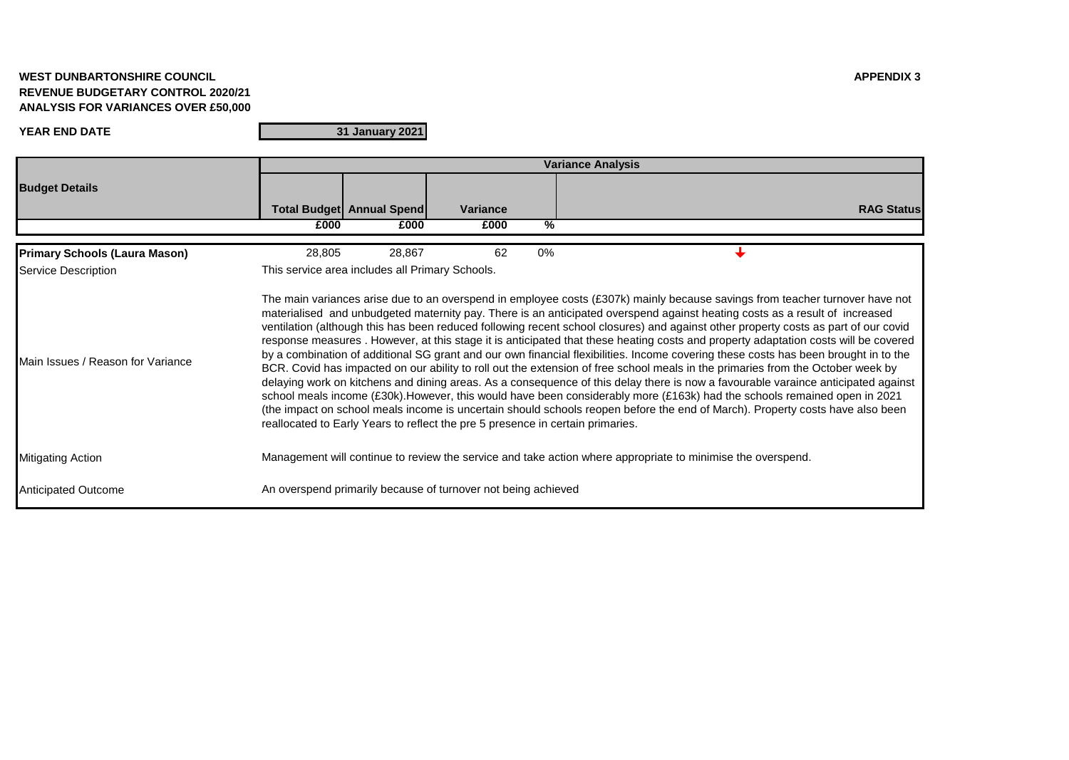**WEST DUNBARTONSHIRE COUNCIL**
**REVENUE BUDGETARY CONTROL 2020/21**
**ANALYSIS FOR VARIANCES OVER £50,000**

**APPENDIX 3**

**YEAR END DATE** | **31 January 2021**

| **Budget Details** | **Variance Analysis** | | | | |
|---|---|---|---|---|---|
| | **Total Budget** | **Annual Spend** | **Variance** | | **RAG Status** |
| | **£000** | **£000** | **£000** | **%** | |
| **Primary Schools (Laura Mason)** | 28,805 | 28,867 | 62 | 0% | ↓ |
| Service Description | This service area includes all Primary Schools. | | | | |
| Main Issues / Reason for Variance | The main variances arise due to an overspend in employee costs (£307k) mainly because savings from teacher turnover have not materialised and unbudgeted maternity pay. There is an anticipated overspend against heating costs as a result of increased ventilation (although this has been reduced following recent school closures) and against other property costs as part of our covid response measures . However, at this stage it is anticipated that these heating costs and property adaptation costs will be covered by a combination of additional SG grant and our own financial flexibilities. Income covering these costs has been brought in to the BCR. Covid has impacted on our ability to roll out the extension of free school meals in the primaries from the October week by delaying work on kitchens and dining areas. As a consequence of this delay there is now a favourable varaince anticipated against school meals income (£30k).However, this would have been considerably more (£163k) had the schools remained open in 2021 (the impact on school meals income is uncertain should schools reopen before the end of March). Property costs have also been reallocated to Early Years to reflect the pre 5 presence in certain primaries. | | | | |
| Mitigating Action | Management will continue to review the service and take action where appropriate to minimise the overspend. | | | | |
| Anticipated Outcome | An overspend primarily because of turnover not being achieved | | | | |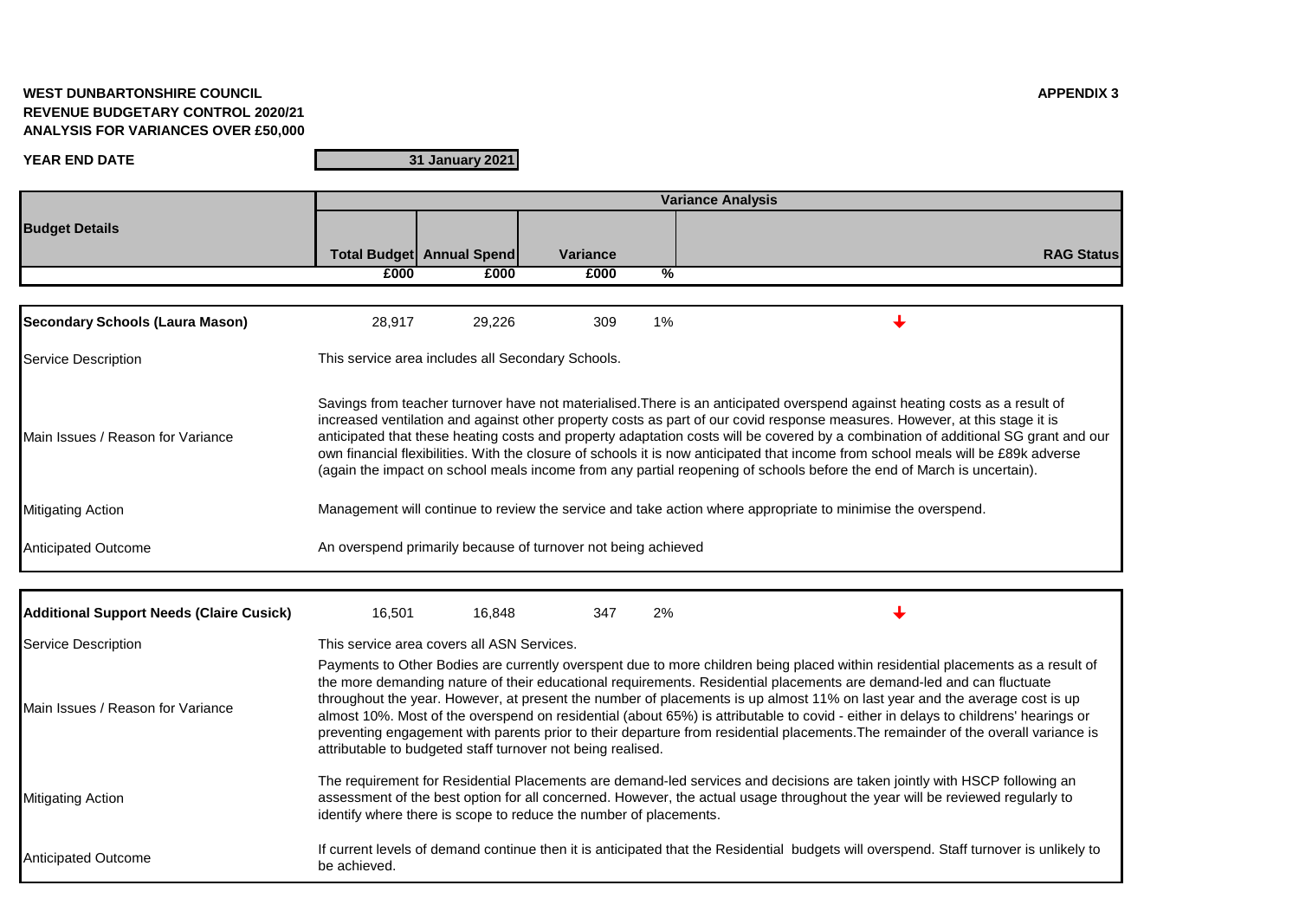**WEST DUNBARTONSHIRE COUNCIL**
**REVENUE BUDGETARY CONTROL 2020/21**
**ANALYSIS FOR VARIANCES OVER £50,000**

**APPENDIX 3**

**YEAR END DATE** | **31 January 2021**

| Budget Details | Total Budget | Annual Spend | Variance | | RAG Status |
|---|---|---|---|---|---|
| | £000 | £000 | £000 | % | |
| **Secondary Schools (Laura Mason)** | 28,917 | 29,226 | 309 | 1% | ↓ |
| Service Description | This service area includes all Secondary Schools. | | | | |
| Main Issues / Reason for Variance | Savings from teacher turnover have not materialised.There is an anticipated overspend against heating costs as a result of increased ventilation and against other property costs as part of our covid response measures. However, at this stage it is anticipated that these heating costs and property adaptation costs will be covered by a combination of additional SG grant and our own financial flexibilities. With the closure of schools it is now anticipated that income from school meals will be £89k adverse (again the impact on school meals income from any partial reopening of schools before the end of March is uncertain). | | | | |
| Mitigating Action | Management will continue to review the service and take action where appropriate to minimise the overspend. | | | | |
| Anticipated Outcome | An overspend primarily because of turnover not being achieved | | | | |
| **Additional Support Needs (Claire Cusick)** | 16,501 | 16,848 | 347 | 2% | ↓ |
| Service Description | This service area covers all ASN Services. | | | | |
| Main Issues / Reason for Variance | Payments to Other Bodies are currently overspent due to more children being placed within residential placements as a result of the more demanding nature of their educational requirements. Residential placements are demand-led and can fluctuate throughout the year. However, at present the number of placements is up almost 11% on last year and the average cost is up almost 10%. Most of the overspend on residential (about 65%) is attributable to covid - either in delays to childrens' hearings or preventing engagement with parents prior to their departure from residential placements.The remainder of the overall variance is attributable to budgeted staff turnover not being realised. | | | | |
| Mitigating Action | The requirement for Residential Placements are demand-led services and decisions are taken jointly with HSCP following an assessment of the best option for all concerned. However, the actual usage throughout the year will be reviewed regularly to identify where there is scope to reduce the number of placements. | | | | |
| Anticipated Outcome | If current levels of demand continue then it is anticipated that the Residential budgets will overspend. Staff turnover is unlikely to be achieved. | | | | |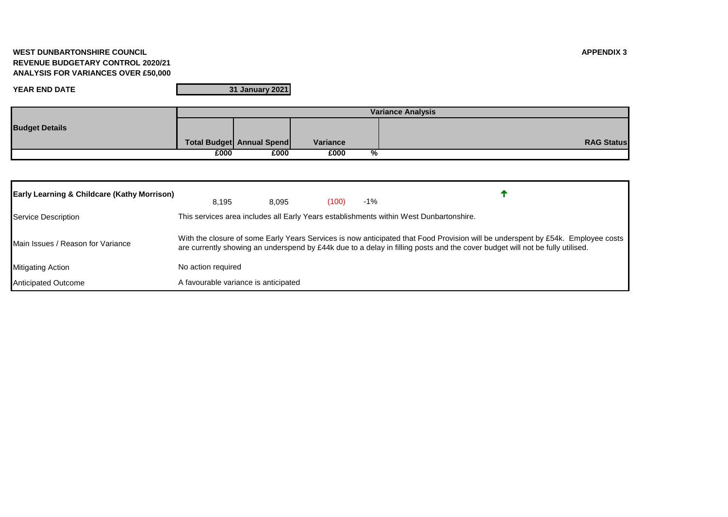**WEST DUNBARTONSHIRE COUNCIL**
**REVENUE BUDGETARY CONTROL 2020/21**
**ANALYSIS FOR VARIANCES OVER £50,000**

**APPENDIX 3**

**YEAR END DATE** | **31 January 2021**

| Budget Details | Total Budget | Annual Spend | Variance | | RAG Status |
|---|---|---|---|---|---|
| | £000 | £000 | £000 | % | |
| **Early Learning & Childcare (Kathy Morrison)** | 8,195 | 8,095 | (100) | -1% | ↑ |
| Service Description | This services area includes all Early Years establishments within West Dunbartonshire. | | | | |
| Main Issues / Reason for Variance | With the closure of some Early Years Services is now anticipated that Food Provision will be underspent by £54k. Employee costs are currently showing an underspend by £44k due to a delay in filling posts and the cover budget will not be fully utilised. | | | | |
| Mitigating Action | No action required | | | | |
| Anticipated Outcome | A favourable variance is anticipated | | | | |